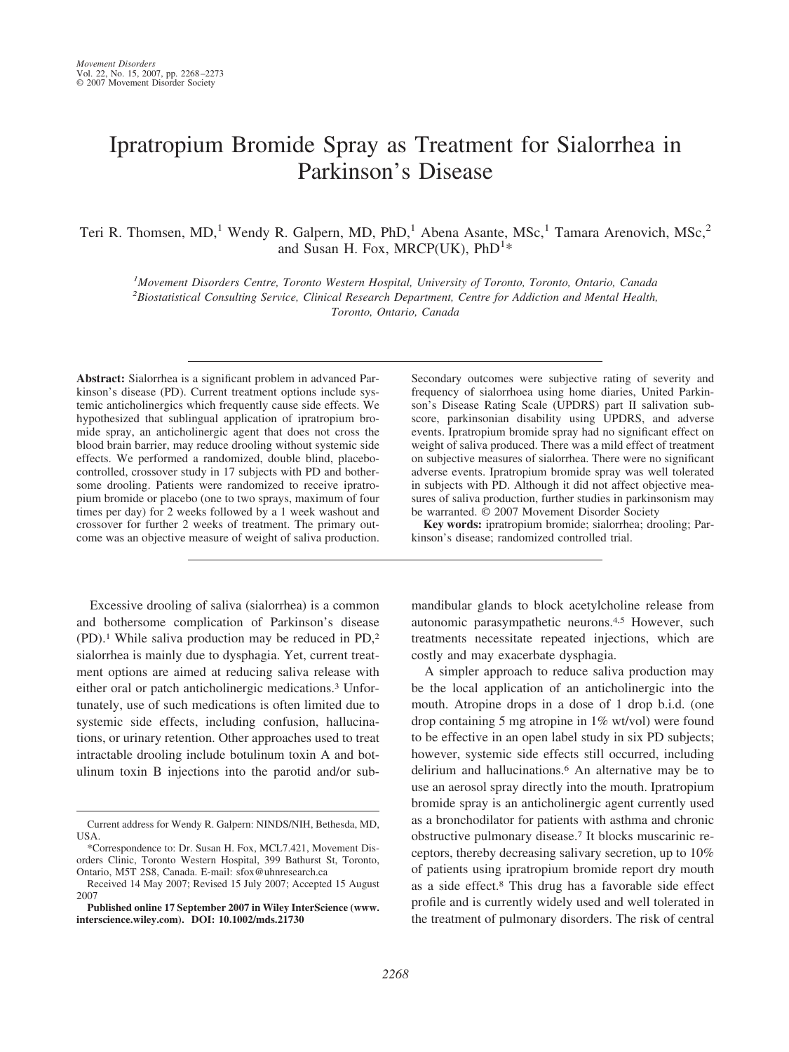# Ipratropium Bromide Spray as Treatment for Sialorrhea in Parkinson's Disease

Teri R. Thomsen, MD,[1] Wendy R. Galpern, MD, PhD,[1] Abena Asante, MSc,[1] Tamara Arenovich, MSc,[2] and Susan H. Fox, MRCP(UK), PhD[1]*

[1]*Movement Disorders Centre, Toronto Western Hospital, University of Toronto, Toronto, Ontario, Canada*
[2]*Biostatistical Consulting Service, Clinical Research Department, Centre for Addiction and Mental Health, Toronto, Ontario, Canada*

**Abstract:** Sialorrhea is a significant problem in advanced Parkinson's disease (PD). Current treatment options include systemic anticholinergics which frequently cause side effects. We hypothesized that sublingual application of ipratropium bromide spray, an anticholinergic agent that does not cross the blood brain barrier, may reduce drooling without systemic side effects. We performed a randomized, double blind, placebo-controlled, crossover study in 17 subjects with PD and bothersome drooling. Patients were randomized to receive ipratropium bromide or placebo (one to two sprays, maximum of four times per day) for 2 weeks followed by a 1 week washout and crossover for further 2 weeks of treatment. The primary outcome was an objective measure of weight of saliva production. Secondary outcomes were subjective rating of severity and frequency of sialorrhoea using home diaries, United Parkinson's Disease Rating Scale (UPDRS) part II salivation subscore, parkinsonian disability using UPDRS, and adverse events. Ipratropium bromide spray had no significant effect on weight of saliva produced. There was a mild effect of treatment on subjective measures of sialorrhea. There were no significant adverse events. Ipratropium bromide spray was well tolerated in subjects with PD. Although it did not affect objective measures of saliva production, further studies in parkinsonism may be warranted. © 2007 Movement Disorder Society

**Key words:** ipratropium bromide; sialorrhea; drooling; Parkinson's disease; randomized controlled trial.

Excessive drooling of saliva (sialorrhea) is a common and bothersome complication of Parkinson's disease (PD).[1] While saliva production may be reduced in PD,[2] sialorrhea is mainly due to dysphagia. Yet, current treatment options are aimed at reducing saliva release with either oral or patch anticholinergic medications.[3] Unfortunately, use of such medications is often limited due to systemic side effects, including confusion, hallucinations, or urinary retention. Other approaches used to treat intractable drooling include botulinum toxin A and botulinum toxin B injections into the parotid and/or submandibular glands to block acetylcholine release from autonomic parasympathetic neurons.[4,5] However, such treatments necessitate repeated injections, which are costly and may exacerbate dysphagia.

A simpler approach to reduce saliva production may be the local application of an anticholinergic into the mouth. Atropine drops in a dose of 1 drop b.i.d. (one drop containing 5 mg atropine in 1% wt/vol) were found to be effective in an open label study in six PD subjects; however, systemic side effects still occurred, including delirium and hallucinations.[6] An alternative may be to use an aerosol spray directly into the mouth. Ipratropium bromide spray is an anticholinergic agent currently used as a bronchodilator for patients with asthma and chronic obstructive pulmonary disease.[7] It blocks muscarinic receptors, thereby decreasing salivary secretion, up to 10% of patients using ipratropium bromide report dry mouth as a side effect.[8] This drug has a favorable side effect profile and is currently widely used and well tolerated in the treatment of pulmonary disorders. The risk of central

---

Current address for Wendy R. Galpern: NINDS/NIH, Bethesda, MD, USA.

*Correspondence to: Dr. Susan H. Fox, MCL7.421, Movement Disorders Clinic, Toronto Western Hospital, 399 Bathurst St, Toronto, Ontario, M5T 2S8, Canada. E-mail: sfox@uhnresearch.ca

Received 14 May 2007; Revised 15 July 2007; Accepted 15 August 2007

**Published online 17 September 2007 in Wiley InterScience (www.interscience.wiley.com). DOI: 10.1002/mds.21730**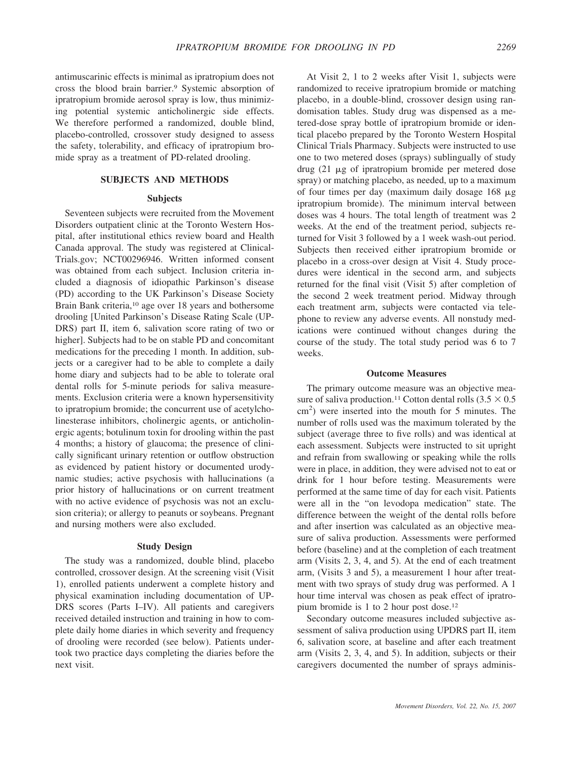antimuscarinic effects is minimal as ipratropium does not cross the blood brain barrier.[9] Systemic absorption of ipratropium bromide aerosol spray is low, thus minimizing potential systemic anticholinergic side effects. We therefore performed a randomized, double blind, placebo-controlled, crossover study designed to assess the safety, tolerability, and efficacy of ipratropium bromide spray as a treatment of PD-related drooling.

## SUBJECTS AND METHODS

### Subjects

Seventeen subjects were recruited from the Movement Disorders outpatient clinic at the Toronto Western Hospital, after institutional ethics review board and Health Canada approval. The study was registered at ClinicalTrials.gov; NCT00296946. Written informed consent was obtained from each subject. Inclusion criteria included a diagnosis of idiopathic Parkinson's disease (PD) according to the UK Parkinson's Disease Society Brain Bank criteria,[10] age over 18 years and bothersome drooling [United Parkinson's Disease Rating Scale (UPDRS) part II, item 6, salivation score rating of two or higher]. Subjects had to be on stable PD and concomitant medications for the preceding 1 month. In addition, subjects or a caregiver had to be able to complete a daily home diary and subjects had to be able to tolerate oral dental rolls for 5-minute periods for saliva measurements. Exclusion criteria were a known hypersensitivity to ipratropium bromide; the concurrent use of acetylcholinesterase inhibitors, cholinergic agents, or anticholinergic agents; botulinum toxin for drooling within the past 4 months; a history of glaucoma; the presence of clinically significant urinary retention or outflow obstruction as evidenced by patient history or documented urodynamic studies; active psychosis with hallucinations (a prior history of hallucinations or on current treatment with no active evidence of psychosis was not an exclusion criteria); or allergy to peanuts or soybeans. Pregnant and nursing mothers were also excluded.

### Study Design

The study was a randomized, double blind, placebo controlled, crossover design. At the screening visit (Visit 1), enrolled patients underwent a complete history and physical examination including documentation of UPDRS scores (Parts I–IV). All patients and caregivers received detailed instruction and training in how to complete daily home diaries in which severity and frequency of drooling were recorded (see below). Patients undertook two practice days completing the diaries before the next visit.

At Visit 2, 1 to 2 weeks after Visit 1, subjects were randomized to receive ipratropium bromide or matching placebo, in a double-blind, crossover design using randomisation tables. Study drug was dispensed as a metered-dose spray bottle of ipratropium bromide or identical placebo prepared by the Toronto Western Hospital Clinical Trials Pharmacy. Subjects were instructed to use one to two metered doses (sprays) sublingually of study drug (21 μg of ipratropium bromide per metered dose spray) or matching placebo, as needed, up to a maximum of four times per day (maximum daily dosage 168 μg ipratropium bromide). The minimum interval between doses was 4 hours. The total length of treatment was 2 weeks. At the end of the treatment period, subjects returned for Visit 3 followed by a 1 week wash-out period. Subjects then received either ipratropium bromide or placebo in a cross-over design at Visit 4. Study procedures were identical in the second arm, and subjects returned for the final visit (Visit 5) after completion of the second 2 week treatment period. Midway through each treatment arm, subjects were contacted via telephone to review any adverse events. All nonstudy medications were continued without changes during the course of the study. The total study period was 6 to 7 weeks.

### Outcome Measures

The primary outcome measure was an objective measure of saliva production.[11] Cotton dental rolls ($3.5 \times 0.5$ cm$^2$) were inserted into the mouth for 5 minutes. The number of rolls used was the maximum tolerated by the subject (average three to five rolls) and was identical at each assessment. Subjects were instructed to sit upright and refrain from swallowing or speaking while the rolls were in place, in addition, they were advised not to eat or drink for 1 hour before testing. Measurements were performed at the same time of day for each visit. Patients were all in the "on levodopa medication" state. The difference between the weight of the dental rolls before and after insertion was calculated as an objective measure of saliva production. Assessments were performed before (baseline) and at the completion of each treatment arm (Visits 2, 3, 4, and 5). At the end of each treatment arm, (Visits 3 and 5), a measurement 1 hour after treatment with two sprays of study drug was performed. A 1 hour time interval was chosen as peak effect of ipratropium bromide is 1 to 2 hour post dose.[12]

Secondary outcome measures included subjective assessment of saliva production using UPDRS part II, item 6, salivation score, at baseline and after each treatment arm (Visits 2, 3, 4, and 5). In addition, subjects or their caregivers documented the number of sprays adminis-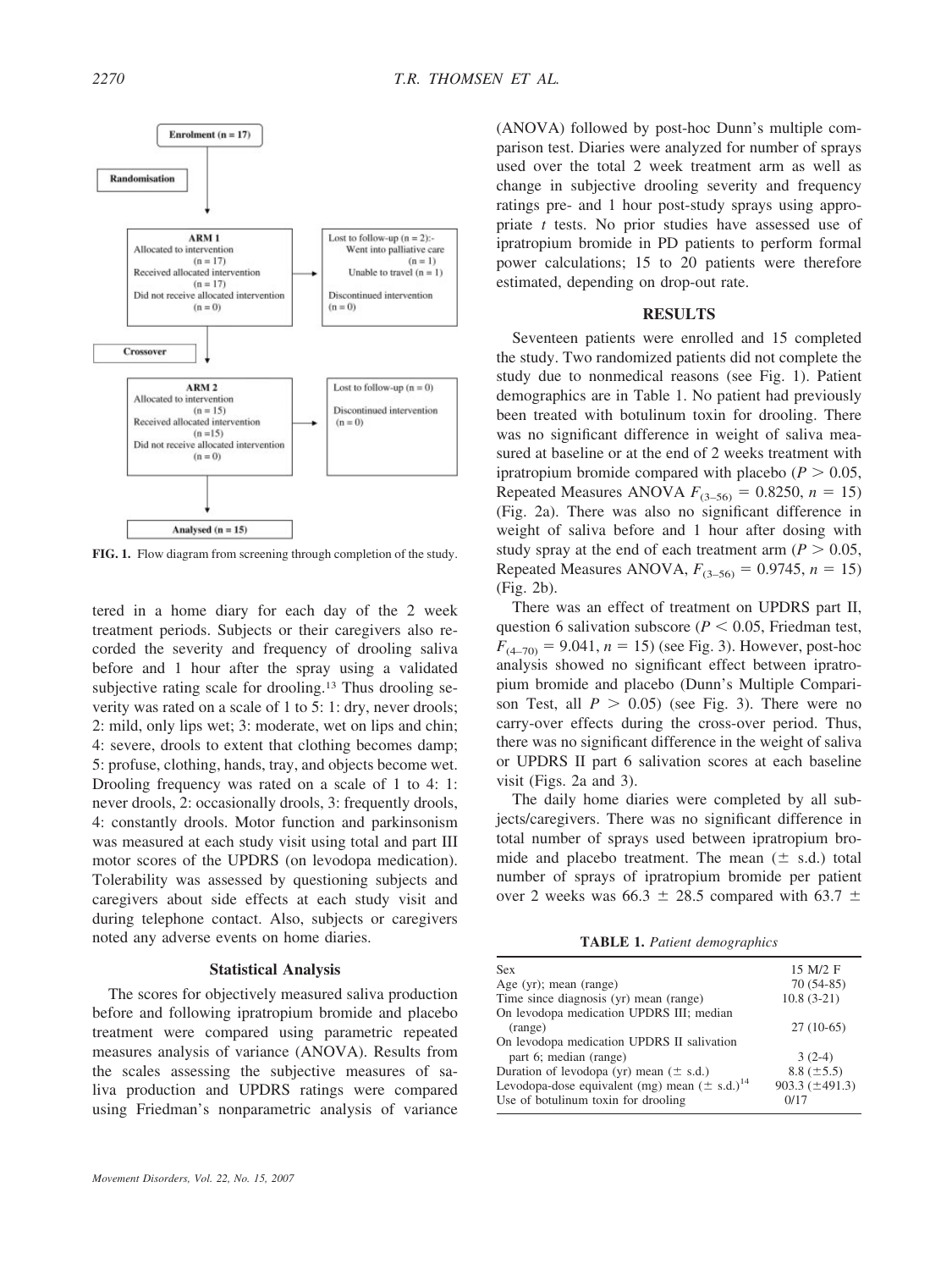Enrolment (n = 17)

Randomisation

ARM 1
Allocated to intervention (n = 17)
Received allocated intervention (n = 17)
Did not receive allocated intervention (n = 0)

Lost to follow-up (n = 2):-
Went into palliative care (n = 1)
Unable to travel (n = 1)

Discontinued intervention (n = 0)

Crossover

ARM 2
Allocated to intervention (n = 15)
Received allocated intervention (n = 15)
Did not receive allocated intervention (n = 0)

Lost to follow-up (n = 0)

Discontinued intervention (n = 0)

Analysed (n = 15)

**FIG. 1.** Flow diagram from screening through completion of the study.

tered in a home diary for each day of the 2 week treatment periods. Subjects or their caregivers also recorded the severity and frequency of drooling saliva before and 1 hour after the spray using a validated subjective rating scale for drooling.[13] Thus drooling severity was rated on a scale of 1 to 5: 1: dry, never drools; 2: mild, only lips wet; 3: moderate, wet on lips and chin; 4: severe, drools to extent that clothing becomes damp; 5: profuse, clothing, hands, tray, and objects become wet. Drooling frequency was rated on a scale of 1 to 4: 1: never drools, 2: occasionally drools, 3: frequently drools, 4: constantly drools. Motor function and parkinsonism was measured at each study visit using total and part III motor scores of the UPDRS (on levodopa medication). Tolerability was assessed by questioning subjects and caregivers about side effects at each study visit and during telephone contact. Also, subjects or caregivers noted any adverse events on home diaries.

### Statistical Analysis

The scores for objectively measured saliva production before and following ipratropium bromide and placebo treatment were compared using parametric repeated measures analysis of variance (ANOVA). Results from the scales assessing the subjective measures of saliva production and UPDRS ratings were compared using Friedman's nonparametric analysis of variance (ANOVA) followed by post-hoc Dunn's multiple comparison test. Diaries were analyzed for number of sprays used over the total 2 week treatment arm as well as change in subjective drooling severity and frequency ratings pre- and 1 hour post-study sprays using appropriate *t* tests. No prior studies have assessed use of ipratropium bromide in PD patients to perform formal power calculations; 15 to 20 patients were therefore estimated, depending on drop-out rate.

## RESULTS

Seventeen patients were enrolled and 15 completed the study. Two randomized patients did not complete the study due to nonmedical reasons (see Fig. 1). Patient demographics are in Table 1. No patient had previously been treated with botulinum toxin for drooling. There was no significant difference in weight of saliva measured at baseline or at the end of 2 weeks treatment with ipratropium bromide compared with placebo ($P > 0.05$, Repeated Measures ANOVA $F_{(3-56)} = 0.8250$, $n = 15$) (Fig. 2a). There was also no significant difference in weight of saliva before and 1 hour after dosing with study spray at the end of each treatment arm ($P > 0.05$, Repeated Measures ANOVA, $F_{(3-56)} = 0.9745$, $n = 15$) (Fig. 2b).

There was an effect of treatment on UPDRS part II, question 6 salivation subscore ($P < 0.05$, Friedman test, $F_{(4-70)} = 9.041$, $n = 15$) (see Fig. 3). However, post-hoc analysis showed no significant effect between ipratropium bromide and placebo (Dunn's Multiple Comparison Test, all $P > 0.05$) (see Fig. 3). There were no carry-over effects during the cross-over period. Thus, there was no significant difference in the weight of saliva or UPDRS II part 6 salivation scores at each baseline visit (Figs. 2a and 3).

The daily home diaries were completed by all subjects/caregivers. There was no significant difference in total number of sprays used between ipratropium bromide and placebo treatment. The mean ($\pm$ s.d.) total number of sprays of ipratropium bromide per patient over 2 weeks was 66.3 $\pm$ 28.5 compared with 63.7 $\pm$

**TABLE 1.** *Patient demographics*

| | |
|---|---|
| Sex | 15 M/2 F |
| Age (yr); mean (range) | 70 (54-85) |
| Time since diagnosis (yr) mean (range) | 10.8 (3-21) |
| On levodopa medication UPDRS III; median (range) | 27 (10-65) |
| On levodopa medication UPDRS II salivation part 6; median (range) | 3 (2-4) |
| Duration of levodopa (yr) mean ($\pm$ s.d.) | 8.8 ($\pm$5.5) |
| Levodopa-dose equivalent (mg) mean ($\pm$ s.d.)[14] | 903.3 ($\pm$491.3) |
| Use of botulinum toxin for drooling | 0/17 |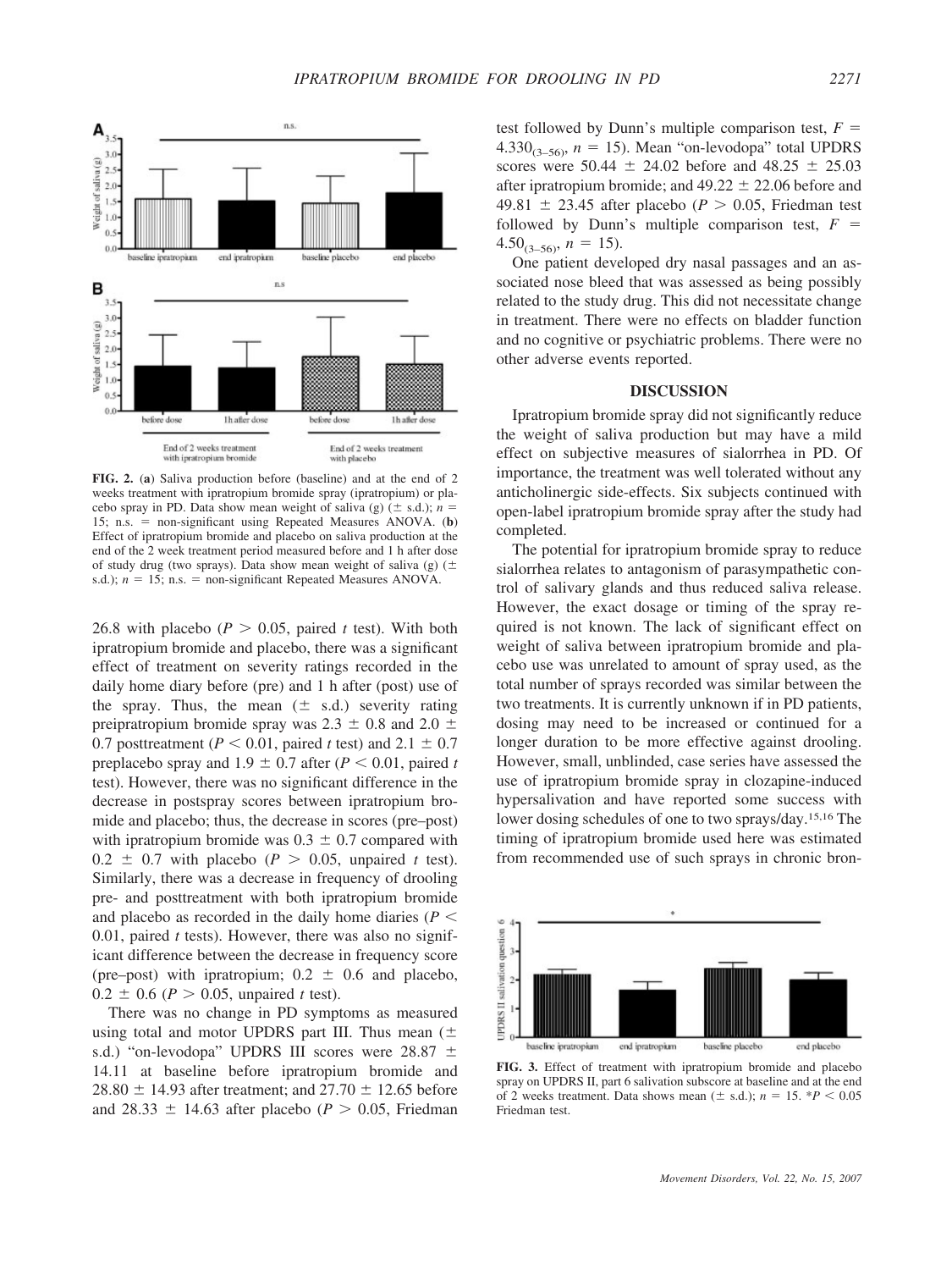FIG. 2. (**a**) Saliva production before (baseline) and at the end of 2 weeks treatment with ipratropium bromide spray (ipratropium) or placebo spray in PD. Data show mean weight of saliva (g) (± s.d.); $n$ = 15; n.s. = non-significant using Repeated Measures ANOVA. (**b**) Effect of ipratropium bromide and placebo on saliva production at the end of the 2 week treatment period measured before and 1 h after dose of study drug (two sprays). Data show mean weight of saliva (g) (± s.d.); $n$ = 15; n.s. = non-significant Repeated Measures ANOVA.

26.8 with placebo ($P > 0.05$, paired $t$ test). With both ipratropium bromide and placebo, there was a significant effect of treatment on severity ratings recorded in the daily home diary before (pre) and 1 h after (post) use of the spray. Thus, the mean (± s.d.) severity rating preipratropium bromide spray was 2.3 ± 0.8 and 2.0 ± 0.7 posttreatment ($P < 0.01$, paired $t$ test) and 2.1 ± 0.7 preplacebo spray and 1.9 ± 0.7 after ($P < 0.01$, paired $t$ test). However, there was no significant difference in the decrease in postspray scores between ipratropium bromide and placebo; thus, the decrease in scores (pre–post) with ipratropium bromide was 0.3 ± 0.7 compared with 0.2 ± 0.7 with placebo ($P > 0.05$, unpaired $t$ test). Similarly, there was a decrease in frequency of drooling pre- and posttreatment with both ipratropium bromide and placebo as recorded in the daily home diaries ($P < 0.01$, paired $t$ tests). However, there was also no significant difference between the decrease in frequency score (pre–post) with ipratropium; 0.2 ± 0.6 and placebo, 0.2 ± 0.6 ($P > 0.05$, unpaired $t$ test).

There was no change in PD symptoms as measured using total and motor UPDRS part III. Thus mean (± s.d.) "on-levodopa" UPDRS III scores were 28.87 ± 14.11 at baseline before ipratropium bromide and 28.80 ± 14.93 after treatment; and 27.70 ± 12.65 before and 28.33 ± 14.63 after placebo ($P > 0.05$, Friedman test followed by Dunn's multiple comparison test, $F = 4.330_{(3–56)}$, $n$ = 15). Mean "on-levodopa" total UPDRS scores were 50.44 ± 24.02 before and 48.25 ± 25.03 after ipratropium bromide; and 49.22 ± 22.06 before and 49.81 ± 23.45 after placebo ($P > 0.05$, Friedman test followed by Dunn's multiple comparison test, $F = 4.50_{(3–56)}$, $n$ = 15).

One patient developed dry nasal passages and an associated nose bleed that was assessed as being possibly related to the study drug. This did not necessitate change in treatment. There were no effects on bladder function and no cognitive or psychiatric problems. There were no other adverse events reported.

## DISCUSSION

Ipratropium bromide spray did not significantly reduce the weight of saliva production but may have a mild effect on subjective measures of sialorrhea in PD. Of importance, the treatment was well tolerated without any anticholinergic side-effects. Six subjects continued with open-label ipratropium bromide spray after the study had completed.

The potential for ipratropium bromide spray to reduce sialorrhea relates to antagonism of parasympathetic control of salivary glands and thus reduced saliva release. However, the exact dosage or timing of the spray required is not known. The lack of significant effect on weight of saliva between ipratropium bromide and placebo use was unrelated to amount of spray used, as the total number of sprays recorded was similar between the two treatments. It is currently unknown if in PD patients, dosing may need to be increased or continued for a longer duration to be more effective against drooling. However, small, unblinded, case series have assessed the use of ipratropium bromide spray in clozapine-induced hypersalivation and have reported some success with lower dosing schedules of one to two sprays/day.[15,16] The timing of ipratropium bromide used here was estimated from recommended use of such sprays in chronic bron-

FIG. 3. Effect of treatment with ipratropium bromide and placebo spray on UPDRS II, part 6 salivation subscore at baseline and at the end of 2 weeks treatment. Data shows mean (± s.d.); $n$ = 15. *$P < 0.05$ Friedman test.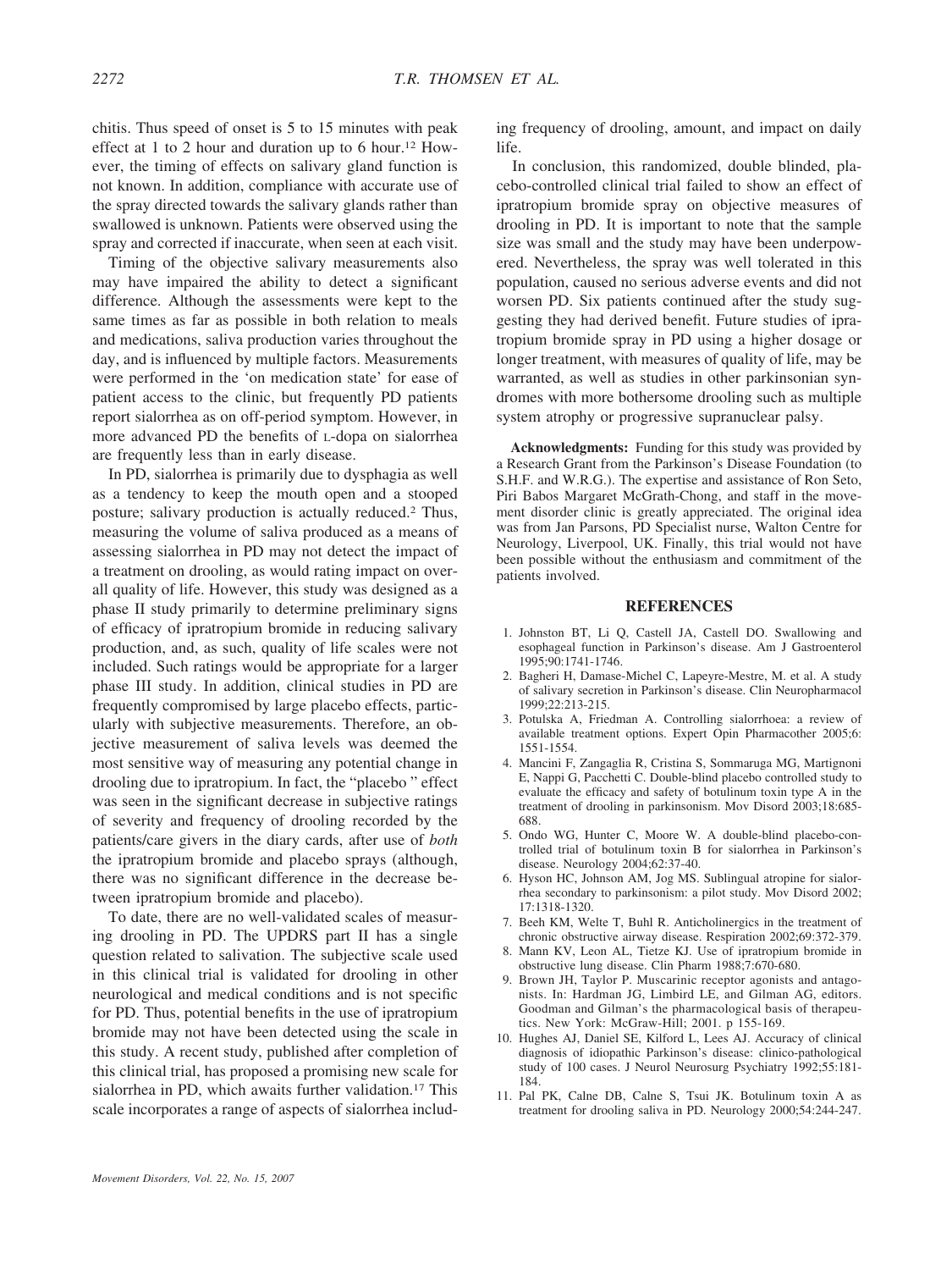chitis. Thus speed of onset is 5 to 15 minutes with peak effect at 1 to 2 hour and duration up to 6 hour.[12] However, the timing of effects on salivary gland function is not known. In addition, compliance with accurate use of the spray directed towards the salivary glands rather than swallowed is unknown. Patients were observed using the spray and corrected if inaccurate, when seen at each visit.

Timing of the objective salivary measurements also may have impaired the ability to detect a significant difference. Although the assessments were kept to the same times as far as possible in both relation to meals and medications, saliva production varies throughout the day, and is influenced by multiple factors. Measurements were performed in the 'on medication state' for ease of patient access to the clinic, but frequently PD patients report sialorrhea as on off-period symptom. However, in more advanced PD the benefits of L-dopa on sialorrhea are frequently less than in early disease.

In PD, sialorrhea is primarily due to dysphagia as well as a tendency to keep the mouth open and a stooped posture; salivary production is actually reduced.[2] Thus, measuring the volume of saliva produced as a means of assessing sialorrhea in PD may not detect the impact of a treatment on drooling, as would rating impact on overall quality of life. However, this study was designed as a phase II study primarily to determine preliminary signs of efficacy of ipratropium bromide in reducing salivary production, and, as such, quality of life scales were not included. Such ratings would be appropriate for a larger phase III study. In addition, clinical studies in PD are frequently compromised by large placebo effects, particularly with subjective measurements. Therefore, an objective measurement of saliva levels was deemed the most sensitive way of measuring any potential change in drooling due to ipratropium. In fact, the "placebo " effect was seen in the significant decrease in subjective ratings of severity and frequency of drooling recorded by the patients/care givers in the diary cards, after use of *both* the ipratropium bromide and placebo sprays (although, there was no significant difference in the decrease between ipratropium bromide and placebo).

To date, there are no well-validated scales of measuring drooling in PD. The UPDRS part II has a single question related to salivation. The subjective scale used in this clinical trial is validated for drooling in other neurological and medical conditions and is not specific for PD. Thus, potential benefits in the use of ipratropium bromide may not have been detected using the scale in this study. A recent study, published after completion of this clinical trial, has proposed a promising new scale for sialorrhea in PD, which awaits further validation.[17] This scale incorporates a range of aspects of sialorrhea including frequency of drooling, amount, and impact on daily life.

In conclusion, this randomized, double blinded, placebo-controlled clinical trial failed to show an effect of ipratropium bromide spray on objective measures of drooling in PD. It is important to note that the sample size was small and the study may have been underpowered. Nevertheless, the spray was well tolerated in this population, caused no serious adverse events and did not worsen PD. Six patients continued after the study suggesting they had derived benefit. Future studies of ipratropium bromide spray in PD using a higher dosage or longer treatment, with measures of quality of life, may be warranted, as well as studies in other parkinsonian syndromes with more bothersome drooling such as multiple system atrophy or progressive supranuclear palsy.

**Acknowledgments:** Funding for this study was provided by a Research Grant from the Parkinson's Disease Foundation (to S.H.F. and W.R.G.). The expertise and assistance of Ron Seto, Piri Babos Margaret McGrath-Chong, and staff in the movement disorder clinic is greatly appreciated. The original idea was from Jan Parsons, PD Specialist nurse, Walton Centre for Neurology, Liverpool, UK. Finally, this trial would not have been possible without the enthusiasm and commitment of the patients involved.

## REFERENCES

1. Johnston BT, Li Q, Castell JA, Castell DO. Swallowing and esophageal function in Parkinson's disease. Am J Gastroenterol 1995;90:1741-1746.
2. Bagheri H, Damase-Michel C, Lapeyre-Mestre, M. et al. A study of salivary secretion in Parkinson's disease. Clin Neuropharmacol 1999;22:213-215.
3. Potulska A, Friedman A. Controlling sialorrhoea: a review of available treatment options. Expert Opin Pharmacother 2005;6: 1551-1554.
4. Mancini F, Zangaglia R, Cristina S, Sommaruga MG, Martignoni E, Nappi G, Pacchetti C. Double-blind placebo controlled study to evaluate the efficacy and safety of botulinum toxin type A in the treatment of drooling in parkinsonism. Mov Disord 2003;18:685-688.
5. Ondo WG, Hunter C, Moore W. A double-blind placebo-controlled trial of botulinum toxin B for sialorrhea in Parkinson's disease. Neurology 2004;62:37-40.
6. Hyson HC, Johnson AM, Jog MS. Sublingual atropine for sialorrhea secondary to parkinsonism: a pilot study. Mov Disord 2002; 17:1318-1320.
7. Beeh KM, Welte T, Buhl R. Anticholinergics in the treatment of chronic obstructive airway disease. Respiration 2002;69:372-379.
8. Mann KV, Leon AL, Tietze KJ. Use of ipratropium bromide in obstructive lung disease. Clin Pharm 1988;7:670-680.
9. Brown JH, Taylor P. Muscarinic receptor agonists and antagonists. In: Hardman JG, Limbird LE, and Gilman AG, editors. Goodman and Gilman's the pharmacological basis of therapeutics. New York: McGraw-Hill; 2001. p 155-169.
10. Hughes AJ, Daniel SE, Kilford L, Lees AJ. Accuracy of clinical diagnosis of idiopathic Parkinson's disease: clinico-pathological study of 100 cases. J Neurol Neurosurg Psychiatry 1992;55:181-184.
11. Pal PK, Calne DB, Calne S, Tsui JK. Botulinum toxin A as treatment for drooling saliva in PD. Neurology 2000;54:244-247.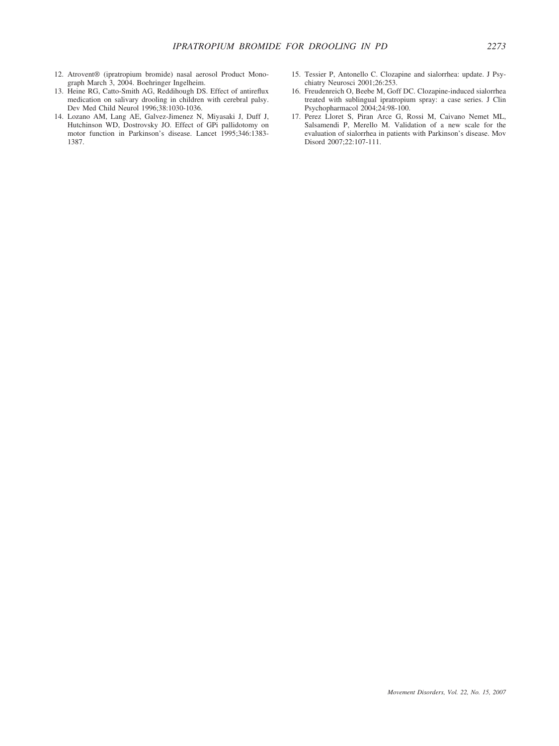12. Atrovent® (ipratropium bromide) nasal aerosol Product Monograph March 3, 2004. Boehringer Ingelheim.
13. Heine RG, Catto-Smith AG, Reddihough DS. Effect of antireflux medication on salivary drooling in children with cerebral palsy. Dev Med Child Neurol 1996;38:1030-1036.
14. Lozano AM, Lang AE, Galvez-Jimenez N, Miyasaki J, Duff J, Hutchinson WD, Dostrovsky JO. Effect of GPi pallidotomy on motor function in Parkinson's disease. Lancet 1995;346:1383-1387.
15. Tessier P, Antonello C. Clozapine and sialorrhea: update. J Psychiatry Neurosci 2001;26:253.
16. Freudenreich O, Beebe M, Goff DC. Clozapine-induced sialorrhea treated with sublingual ipratropium spray: a case series. J Clin Psychopharmacol 2004;24:98-100.
17. Perez Lloret S, Piran Arce G, Rossi M, Caivano Nemet ML, Salsamendi P, Merello M. Validation of a new scale for the evaluation of sialorrhea in patients with Parkinson's disease. Mov Disord 2007;22:107-111.